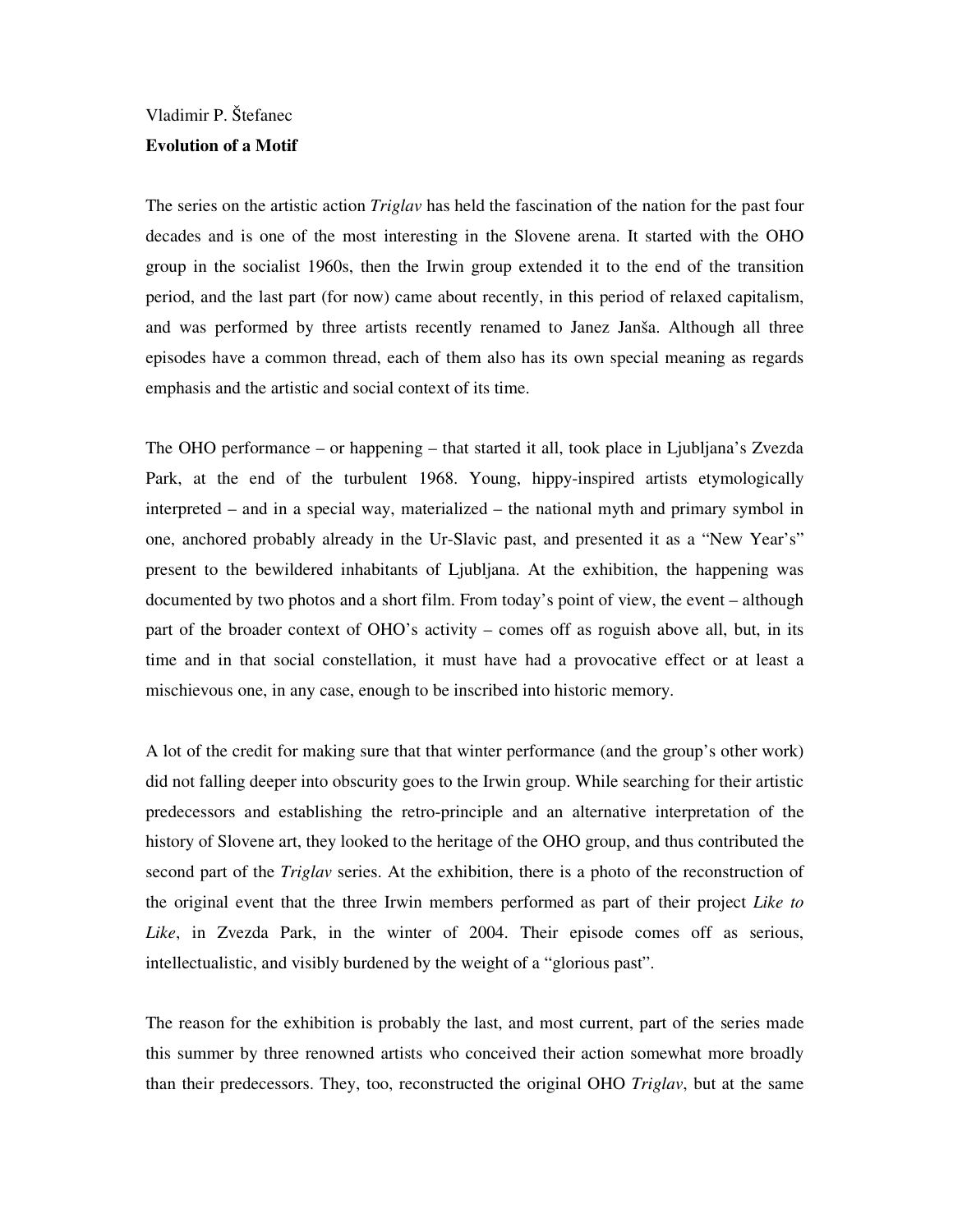Vladimir P. Štefanec

**Evolution of a Motif**

The series on the artistic action *Triglav* has held the fascination of the nation for the past four decades and is one of the most interesting in the Slovene arena. It started with the OHO group in the socialist 1960s, then the Irwin group extended it to the end of the transition period, and the last part (for now) came about recently, in this period of relaxed capitalism, and was performed by three artists recently renamed to Janez Janša. Although all three episodes have a common thread, each of them also has its own special meaning as regards emphasis and the artistic and social context of its time.

The OHO performance – or happening – that started it all, took place in Ljubljana's Zvezda Park, at the end of the turbulent 1968. Young, hippy-inspired artists etymologically interpreted – and in a special way, materialized – the national myth and primary symbol in one, anchored probably already in the Ur-Slavic past, and presented it as a "New Year's" present to the bewildered inhabitants of Ljubljana. At the exhibition, the happening was documented by two photos and a short film. From today's point of view, the event – although part of the broader context of OHO's activity – comes off as roguish above all, but, in its time and in that social constellation, it must have had a provocative effect or at least a mischievous one, in any case, enough to be inscribed into historic memory.

A lot of the credit for making sure that that winter performance (and the group's other work) did not falling deeper into obscurity goes to the Irwin group. While searching for their artistic predecessors and establishing the retro-principle and an alternative interpretation of the history of Slovene art, they looked to the heritage of the OHO group, and thus contributed the second part of the *Triglav* series. At the exhibition, there is a photo of the reconstruction of the original event that the three Irwin members performed as part of their project *Like to Like*, in Zvezda Park, in the winter of 2004. Their episode comes off as serious, intellectualistic, and visibly burdened by the weight of a "glorious past".

The reason for the exhibition is probably the last, and most current, part of the series made this summer by three renowned artists who conceived their action somewhat more broadly than their predecessors. They, too, reconstructed the original OHO *Triglav*, but at the same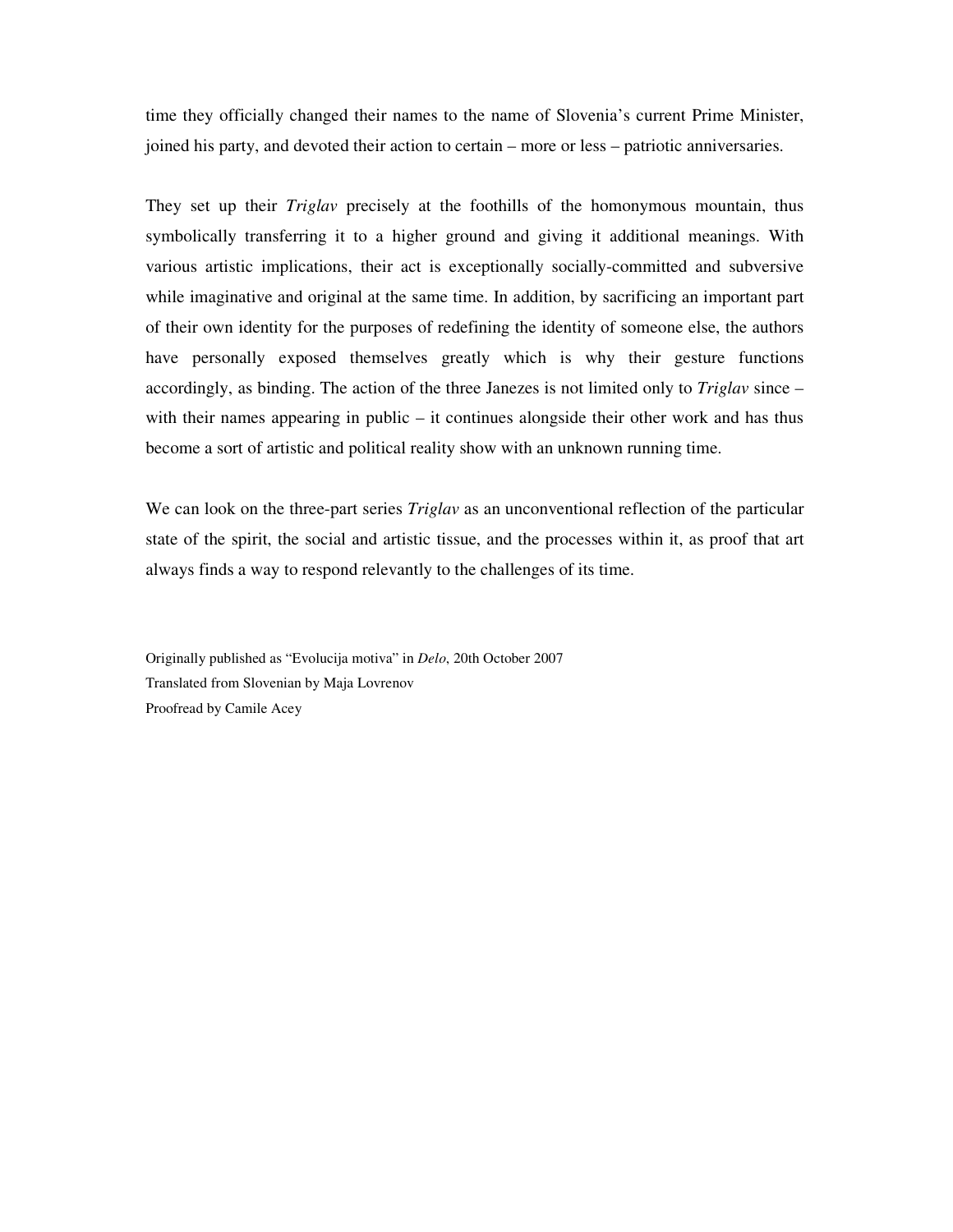time they officially changed their names to the name of Slovenia's current Prime Minister, joined his party, and devoted their action to certain – more or less – patriotic anniversaries.

They set up their *Triglav* precisely at the foothills of the homonymous mountain, thus symbolically transferring it to a higher ground and giving it additional meanings. With various artistic implications, their act is exceptionally socially-committed and subversive while imaginative and original at the same time. In addition, by sacrificing an important part of their own identity for the purposes of redefining the identity of someone else, the authors have personally exposed themselves greatly which is why their gesture functions accordingly, as binding. The action of the three Janezes is not limited only to *Triglav* since – with their names appearing in public – it continues alongside their other work and has thus become a sort of artistic and political reality show with an unknown running time.

We can look on the three-part series *Triglav* as an unconventional reflection of the particular state of the spirit, the social and artistic tissue, and the processes within it, as proof that art always finds a way to respond relevantly to the challenges of its time.

Originally published as "Evolucija motiva" in *Delo*, 20th October 2007
Translated from Slovenian by Maja Lovrenov
Proofread by Camile Acey